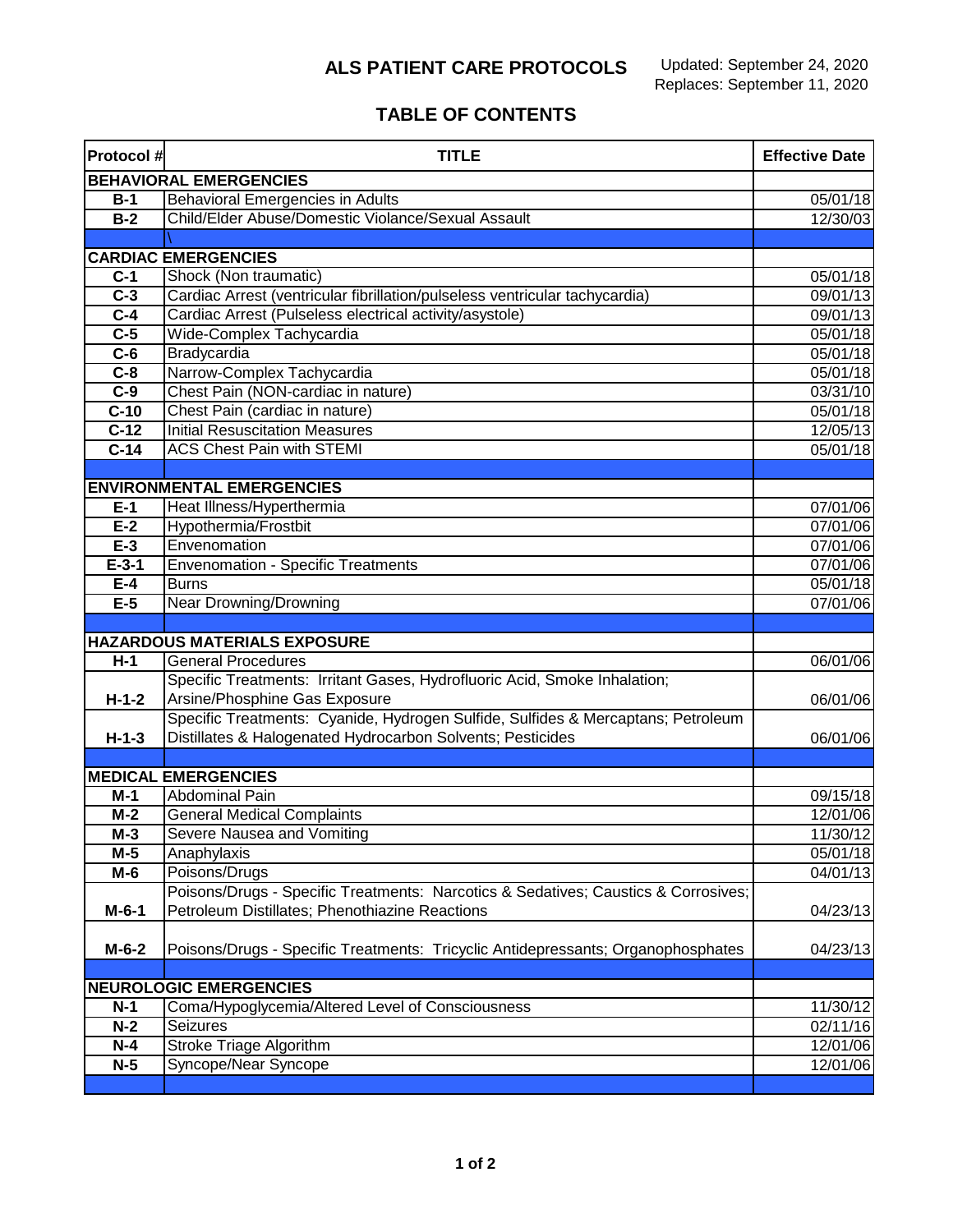# ALS PATIENT CARE PROTOCOLS

Updated: September 24, 2020
Replaces: September 11, 2020

## TABLE OF CONTENTS

| Protocol # | TITLE | Effective Date |
|---|---|---|
| **BEHAVIORAL EMERGENCIES** | | |
| **B-1** | Behavioral Emergencies in Adults | 05/01/18 |
| **B-2** | Child/Elder Abuse/Domestic Violance/Sexual Assault | 12/30/03 |
| | \ | |
| **CARDIAC EMERGENCIES** | | |
| **C-1** | Shock (Non traumatic) | 05/01/18 |
| **C-3** | Cardiac Arrest (ventricular fibrillation/pulseless ventricular tachycardia) | 09/01/13 |
| **C-4** | Cardiac Arrest (Pulseless electrical activity/asystole) | 09/01/13 |
| **C-5** | Wide-Complex Tachycardia | 05/01/18 |
| **C-6** | Bradycardia | 05/01/18 |
| **C-8** | Narrow-Complex Tachycardia | 05/01/18 |
| **C-9** | Chest Pain (NON-cardiac in nature) | 03/31/10 |
| **C-10** | Chest Pain (cardiac in nature) | 05/01/18 |
| **C-12** | Initial Resuscitation Measures | 12/05/13 |
| **C-14** | ACS Chest Pain with STEMI | 05/01/18 |
| | | |
| **ENVIRONMENTAL EMERGENCIES** | | |
| **E-1** | Heat Illness/Hyperthermia | 07/01/06 |
| **E-2** | Hypothermia/Frostbit | 07/01/06 |
| **E-3** | Envenomation | 07/01/06 |
| **E-3-1** | Envenomation - Specific Treatments | 07/01/06 |
| **E-4** | Burns | 05/01/18 |
| **E-5** | Near Drowning/Drowning | 07/01/06 |
| | | |
| **HAZARDOUS MATERIALS EXPOSURE** | | |
| **H-1** | General Procedures | 06/01/06 |
| **H-1-2** | Specific Treatments: Irritant Gases, Hydrofluoric Acid, Smoke Inhalation; Arsine/Phosphine Gas Exposure | 06/01/06 |
| **H-1-3** | Specific Treatments: Cyanide, Hydrogen Sulfide, Sulfides & Mercaptans; Petroleum Distillates & Halogenated Hydrocarbon Solvents; Pesticides | 06/01/06 |
| | | |
| **MEDICAL EMERGENCIES** | | |
| **M-1** | Abdominal Pain | 09/15/18 |
| **M-2** | General Medical Complaints | 12/01/06 |
| **M-3** | Severe Nausea and Vomiting | 11/30/12 |
| **M-5** | Anaphylaxis | 05/01/18 |
| **M-6** | Poisons/Drugs | 04/01/13 |
| **M-6-1** | Poisons/Drugs - Specific Treatments: Narcotics & Sedatives; Caustics & Corrosives; Petroleum Distillates; Phenothiazine Reactions | 04/23/13 |
| **M-6-2** | Poisons/Drugs - Specific Treatments: Tricyclic Antidepressants; Organophosphates | 04/23/13 |
| | | |
| **NEUROLOGIC EMERGENCIES** | | |
| **N-1** | Coma/Hypoglycemia/Altered Level of Consciousness | 11/30/12 |
| **N-2** | Seizures | 02/11/16 |
| **N-4** | Stroke Triage Algorithm | 12/01/06 |
| **N-5** | Syncope/Near Syncope | 12/01/06 |
| | | |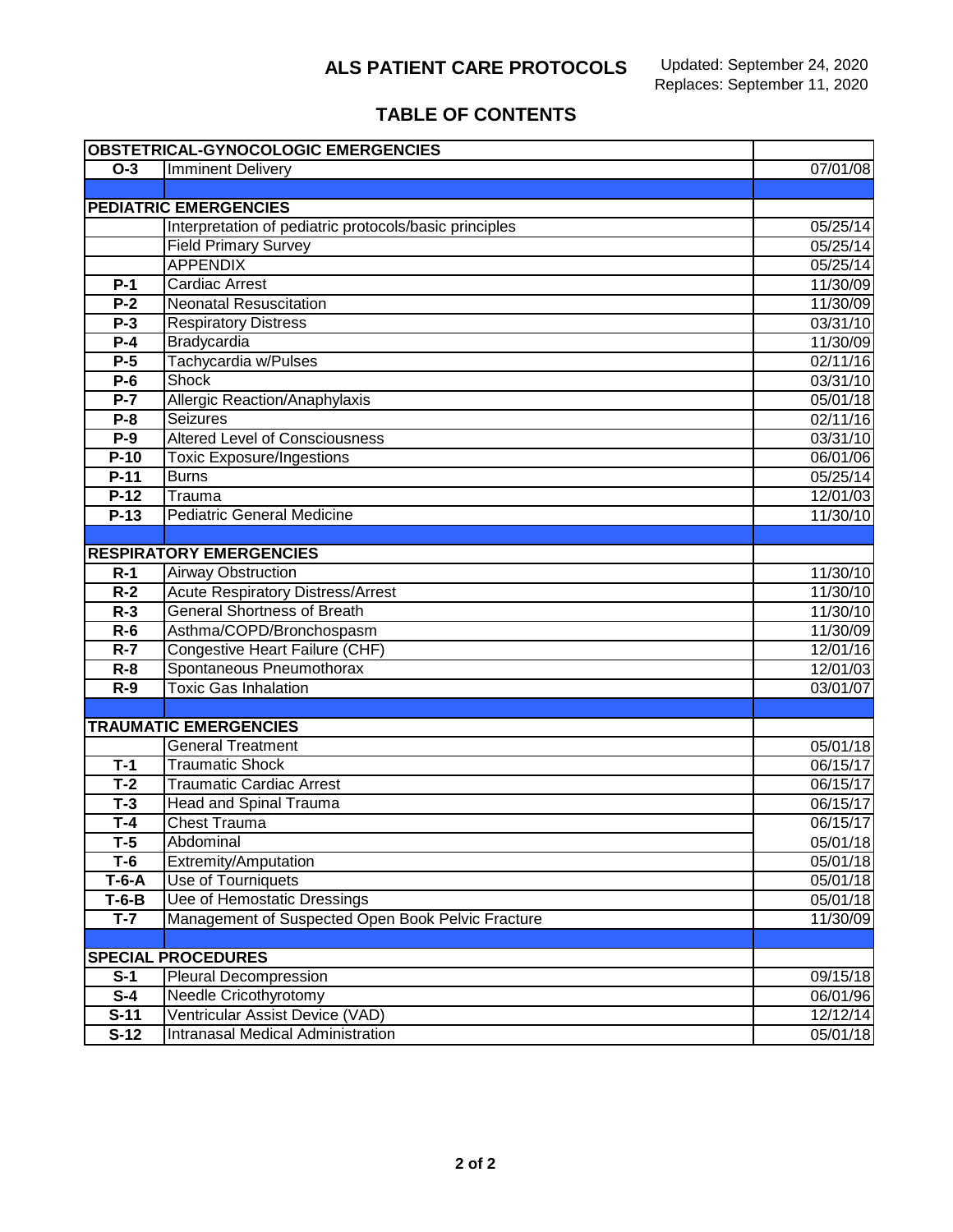# ALS PATIENT CARE PROTOCOLS

Updated: September 24, 2020
Replaces: September 11, 2020

## TABLE OF CONTENTS

| | | |
|---|---|---|
| **OBSTETRICAL-GYNOCOLOGIC EMERGENCIES** | | |
| **O-3** | Imminent Delivery | 07/01/08 |
| | | |
| **PEDIATRIC EMERGENCIES** | | |
| | Interpretation of pediatric protocols/basic principles | 05/25/14 |
| | Field Primary Survey | 05/25/14 |
| | APPENDIX | 05/25/14 |
| **P-1** | Cardiac Arrest | 11/30/09 |
| **P-2** | Neonatal Resuscitation | 11/30/09 |
| **P-3** | Respiratory Distress | 03/31/10 |
| **P-4** | Bradycardia | 11/30/09 |
| **P-5** | Tachycardia w/Pulses | 02/11/16 |
| **P-6** | Shock | 03/31/10 |
| **P-7** | Allergic Reaction/Anaphylaxis | 05/01/18 |
| **P-8** | Seizures | 02/11/16 |
| **P-9** | Altered Level of Consciousness | 03/31/10 |
| **P-10** | Toxic Exposure/Ingestions | 06/01/06 |
| **P-11** | Burns | 05/25/14 |
| **P-12** | Trauma | 12/01/03 |
| **P-13** | Pediatric General Medicine | 11/30/10 |
| | | |
| **RESPIRATORY EMERGENCIES** | | |
| **R-1** | Airway Obstruction | 11/30/10 |
| **R-2** | Acute Respiratory Distress/Arrest | 11/30/10 |
| **R-3** | General Shortness of Breath | 11/30/10 |
| **R-6** | Asthma/COPD/Bronchospasm | 11/30/09 |
| **R-7** | Congestive Heart Failure (CHF) | 12/01/16 |
| **R-8** | Spontaneous Pneumothorax | 12/01/03 |
| **R-9** | Toxic Gas Inhalation | 03/01/07 |
| | | |
| **TRAUMATIC EMERGENCIES** | | |
| | General Treatment | 05/01/18 |
| **T-1** | Traumatic Shock | 06/15/17 |
| **T-2** | Traumatic Cardiac Arrest | 06/15/17 |
| **T-3** | Head and Spinal Trauma | 06/15/17 |
| **T-4** | Chest Trauma | 06/15/17 |
| **T-5** | Abdominal | 05/01/18 |
| **T-6** | Extremity/Amputation | 05/01/18 |
| **T-6-A** | Use of Tourniquets | 05/01/18 |
| **T-6-B** | Uee of Hemostatic Dressings | 05/01/18 |
| **T-7** | Management of Suspected Open Book Pelvic Fracture | 11/30/09 |
| | | |
| **SPECIAL PROCEDURES** | | |
| **S-1** | Pleural Decompression | 09/15/18 |
| **S-4** | Needle Cricothyrotomy | 06/01/96 |
| **S-11** | Ventricular Assist Device (VAD) | 12/12/14 |
| **S-12** | Intranasal Medical Administration | 05/01/18 |